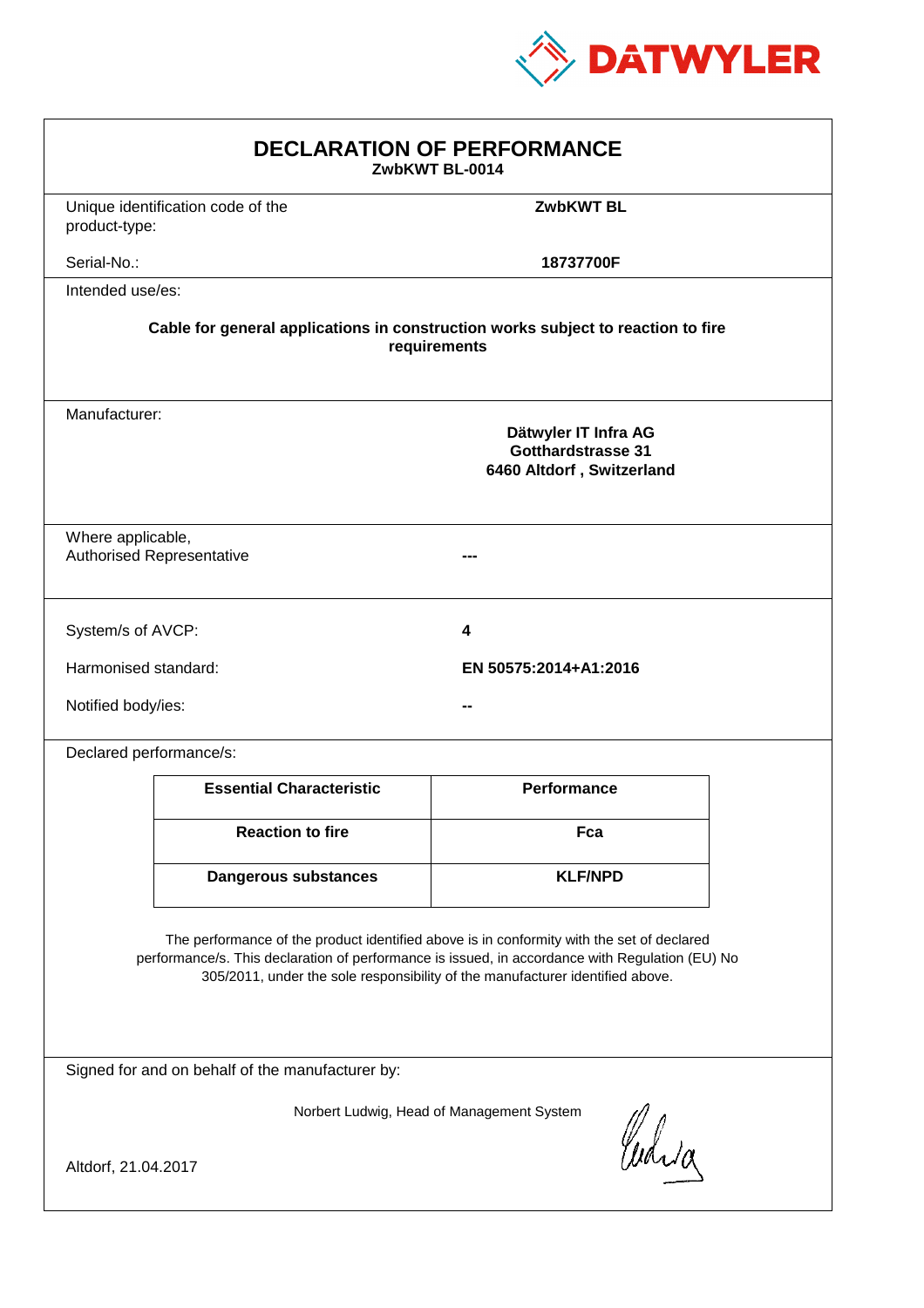DATWYLER

# DECLARATION OF PERFORMANCE

**ZwbKWT BL-0014**

| | |
|---|---|
| Unique identification code of the product-type: | **ZwbKWT BL** |
| Serial-No.: | **18737700F** |

Intended use/es:

**Cable for general applications in construction works subject to reaction to fire requirements**

Manufacturer:

**Dätwyler IT Infra AG**
**Gotthardstrasse 31**
**6460 Altdorf , Switzerland**

| | |
|---|---|
| Where applicable, Authorised Representative | **---** |

| | |
|---|---|
| System/s of AVCP: | **4** |
| Harmonised standard: | **EN 50575:2014+A1:2016** |
| Notified body/ies: | **--** |

Declared performance/s:

| Essential Characteristic | Performance |
|---|---|
| **Reaction to fire** | **Fca** |
| **Dangerous substances** | **KLF/NPD** |

The performance of the product identified above is in conformity with the set of declared performance/s. This declaration of performance is issued, in accordance with Regulation (EU) No 305/2011, under the sole responsibility of the manufacturer identified above.

Signed for and on behalf of the manufacturer by:

Norbert Ludwig, Head of Management System

Altdorf, 21.04.2017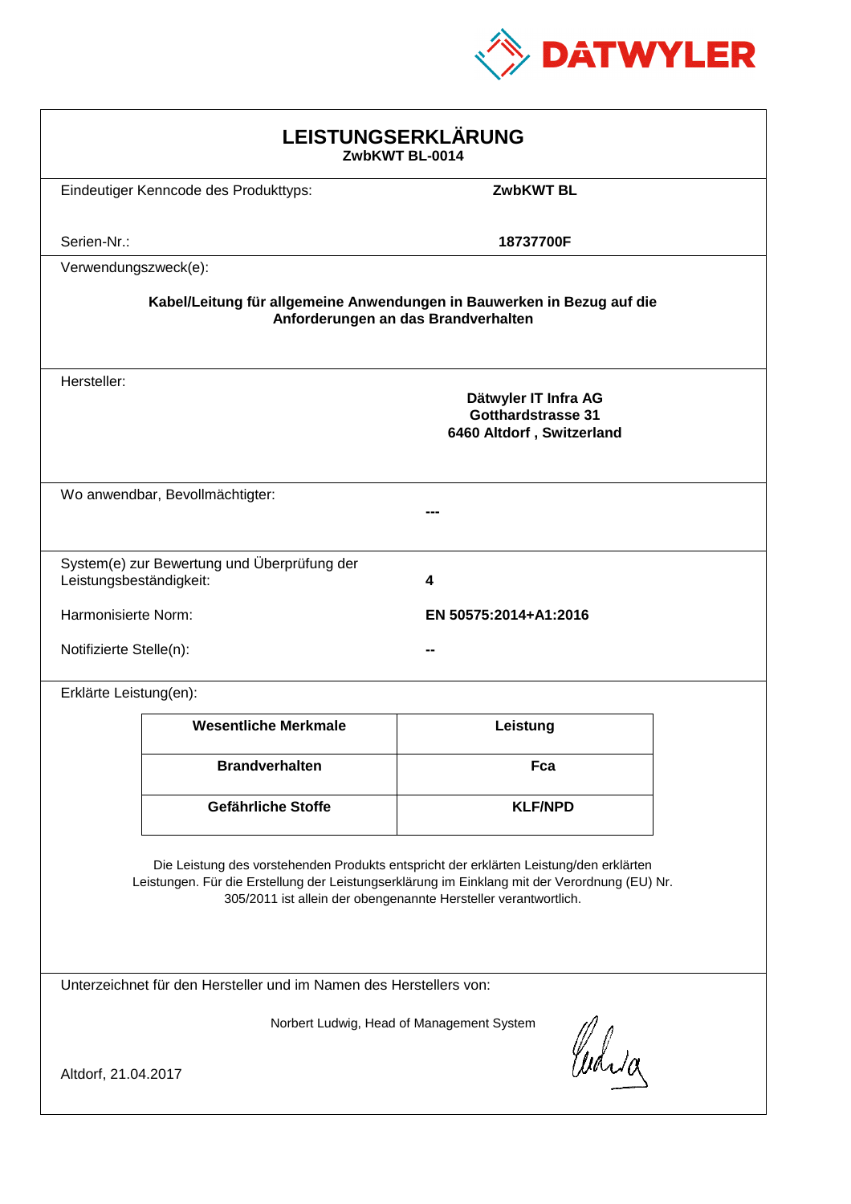DATWYLER

# LEISTUNGSERKLÄRUNG

**ZwbKWT BL-0014**

Eindeutiger Kenncode des Produkttyps: **ZwbKWT BL**

Serien-Nr.: **18737700F**

Verwendungszweck(e):

**Kabel/Leitung für allgemeine Anwendungen in Bauwerken in Bezug auf die Anforderungen an das Brandverhalten**

Hersteller:

**Dätwyler IT Infra AG**
**Gotthardstrasse 31**
**6460 Altdorf , Switzerland**

Wo anwendbar, Bevollmächtigter: **---**

System(e) zur Bewertung und Überprüfung der Leistungsbeständigkeit: **4**

Harmonisierte Norm: **EN 50575:2014+A1:2016**

Notifizierte Stelle(n): **--**

Erklärte Leistung(en):

| Wesentliche Merkmale | Leistung |
|---|---|
| **Brandverhalten** | **Fca** |
| **Gefährliche Stoffe** | **KLF/NPD** |

Die Leistung des vorstehenden Produkts entspricht der erklärten Leistung/den erklärten Leistungen. Für die Erstellung der Leistungserklärung im Einklang mit der Verordnung (EU) Nr. 305/2011 ist allein der obengenannte Hersteller verantwortlich.

Unterzeichnet für den Hersteller und im Namen des Herstellers von:

Norbert Ludwig, Head of Management System

Altdorf, 21.04.2017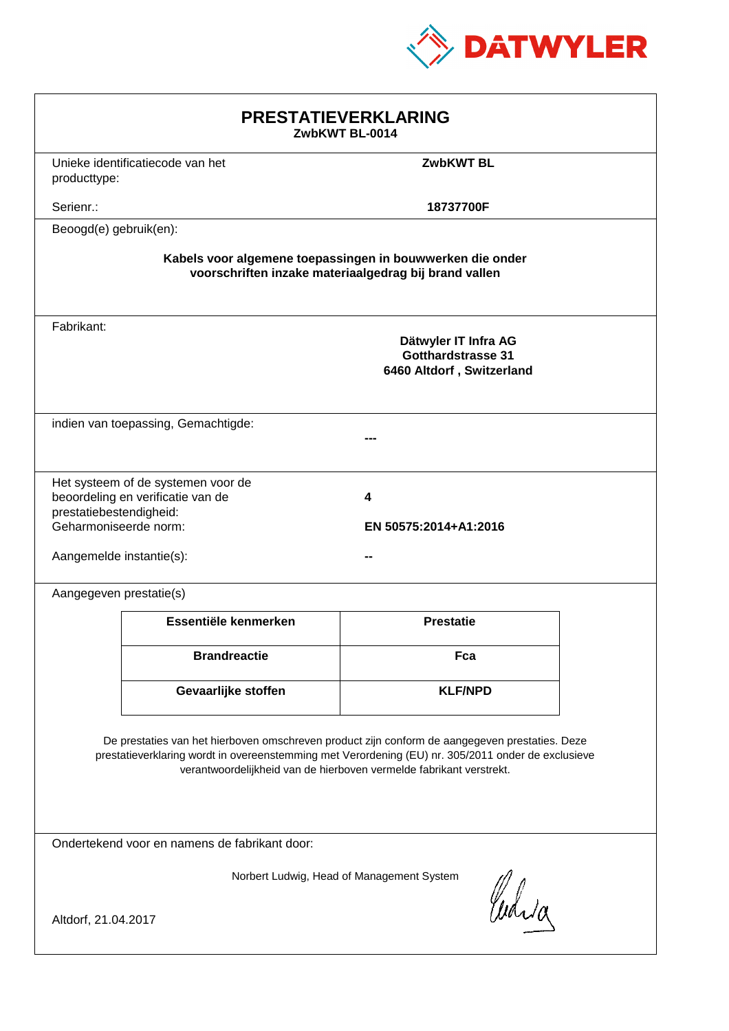DATWYLER

# PRESTATIEVERKLARING

**ZwbKWT BL-0014**

Unieke identificatiecode van het producttype: **ZwbKWT BL**

Serienr.: **18737700F**

Beoogd(e) gebruik(en):

**Kabels voor algemene toepassingen in bouwwerken die onder voorschriften inzake materiaalgedrag bij brand vallen**

Fabrikant:

**Dätwyler IT Infra AG**
**Gotthardstrasse 31**
**6460 Altdorf , Switzerland**

indien van toepassing, Gemachtigde: **---**

Het systeem of de systemen voor de beoordeling en verificatie van de prestatiebestendigheid: **4**

Geharmoniseerde norm: **EN 50575:2014+A1:2016**

Aangemelde instantie(s): **--**

Aangegeven prestatie(s)

| Essentiële kenmerken | Prestatie |
| --- | --- |
| **Brandreactie** | **Fca** |
| **Gevaarlijke stoffen** | **KLF/NPD** |

De prestaties van het hierboven omschreven product zijn conform de aangegeven prestaties. Deze prestatieverklaring wordt in overeenstemming met Verordening (EU) nr. 305/2011 onder de exclusieve verantwoordelijkheid van de hierboven vermelde fabrikant verstrekt.

Ondertekend voor en namens de fabrikant door:

Norbert Ludwig, Head of Management System

Altdorf, 21.04.2017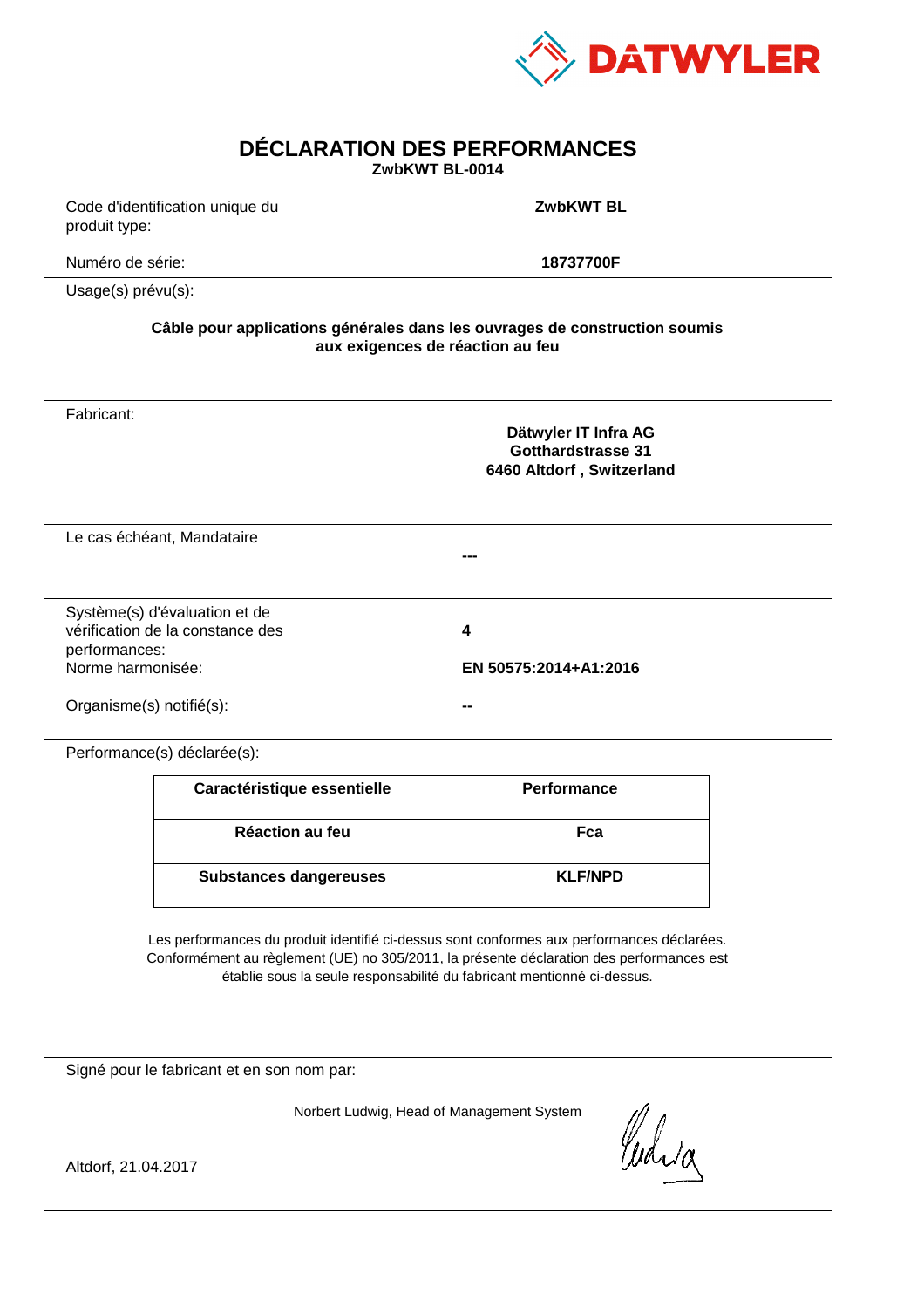DATWYLER

# DÉCLARATION DES PERFORMANCES

**ZwbKWT BL-0014**

| | |
|---|---|
| Code d'identification unique du produit type: | **ZwbKWT BL** |
| Numéro de série: | **18737700F** |

Usage(s) prévu(s):

**Câble pour applications générales dans les ouvrages de construction soumis aux exigences de réaction au feu**

| | |
|---|---|
| Fabricant: | **Dätwyler IT Infra AG**<br>**Gotthardstrasse 31**<br>**6460 Altdorf , Switzerland** |
| Le cas échéant, Mandataire | **---** |
| Système(s) d'évaluation et de vérification de la constance des performances: | **4** |
| Norme harmonisée: | **EN 50575:2014+A1:2016** |
| Organisme(s) notifié(s): | **--** |

Performance(s) déclarée(s):

| Caractéristique essentielle | Performance |
|---|---|
| **Réaction au feu** | **Fca** |
| **Substances dangereuses** | **KLF/NPD** |

Les performances du produit identifié ci-dessus sont conformes aux performances déclarées. Conformément au règlement (UE) no 305/2011, la présente déclaration des performances est établie sous la seule responsabilité du fabricant mentionné ci-dessus.

Signé pour le fabricant et en son nom par:

Norbert Ludwig, Head of Management System

Altdorf, 21.04.2017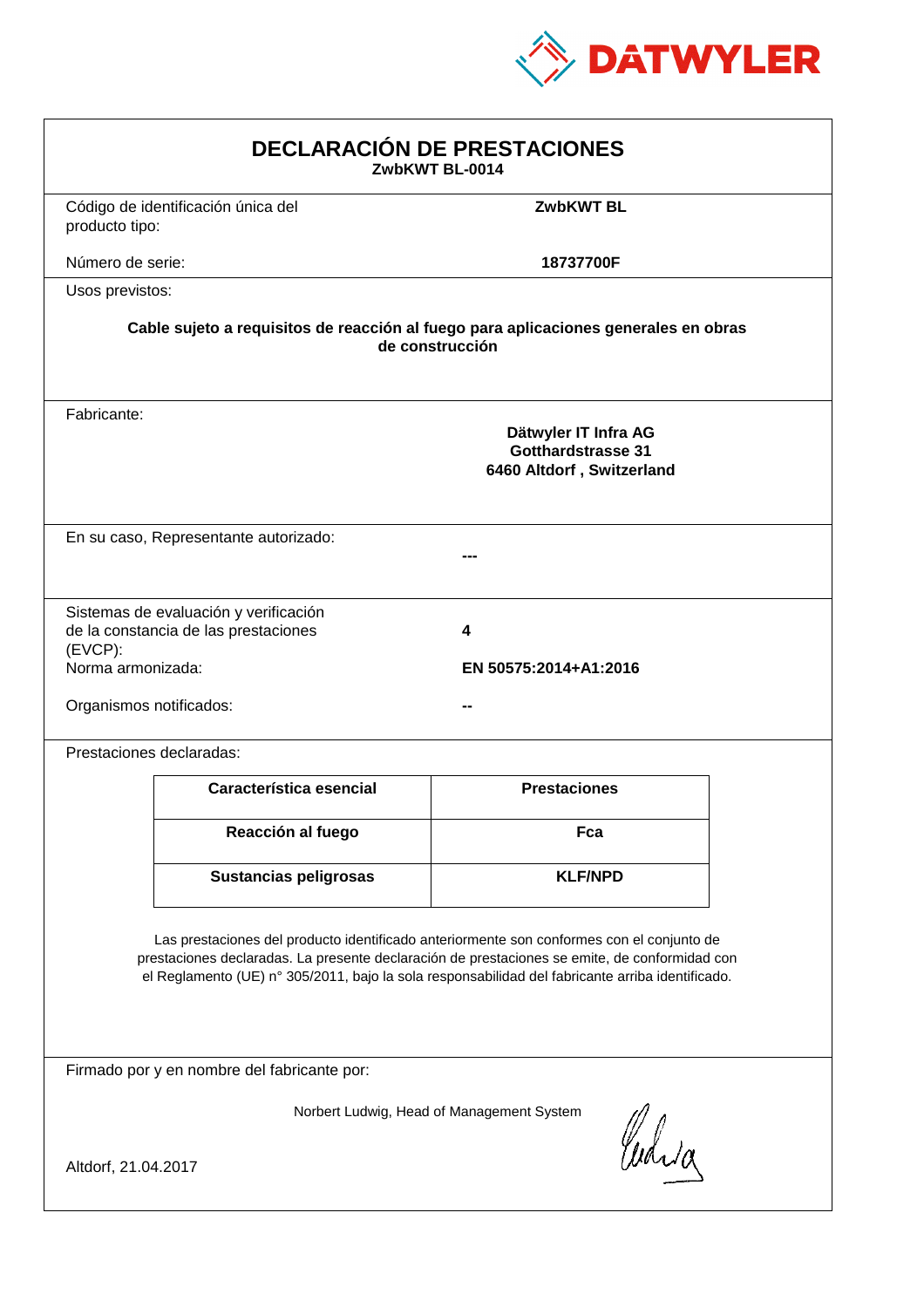DATWYLER

# DECLARACIÓN DE PRESTACIONES

**ZwbKWT BL-0014**

Código de identificación única del producto tipo: **ZwbKWT BL**

Número de serie: **18737700F**

Usos previstos:

**Cable sujeto a requisitos de reacción al fuego para aplicaciones generales en obras de construcción**

Fabricante:

**Dätwyler IT Infra AG**
**Gotthardstrasse 31**
**6460 Altdorf , Switzerland**

En su caso, Representante autorizado: **---**

Sistemas de evaluación y verificación de la constancia de las prestaciones (EVCP): **4**

Norma armonizada: **EN 50575:2014+A1:2016**

Organismos notificados: **--**

Prestaciones declaradas:

| Característica esencial | Prestaciones |
|---|---|
| **Reacción al fuego** | **Fca** |
| **Sustancias peligrosas** | **KLF/NPD** |

Las prestaciones del producto identificado anteriormente son conformes con el conjunto de prestaciones declaradas. La presente declaración de prestaciones se emite, de conformidad con el Reglamento (UE) n° 305/2011, bajo la sola responsabilidad del fabricante arriba identificado.

Firmado por y en nombre del fabricante por:

Norbert Ludwig, Head of Management System

Altdorf, 21.04.2017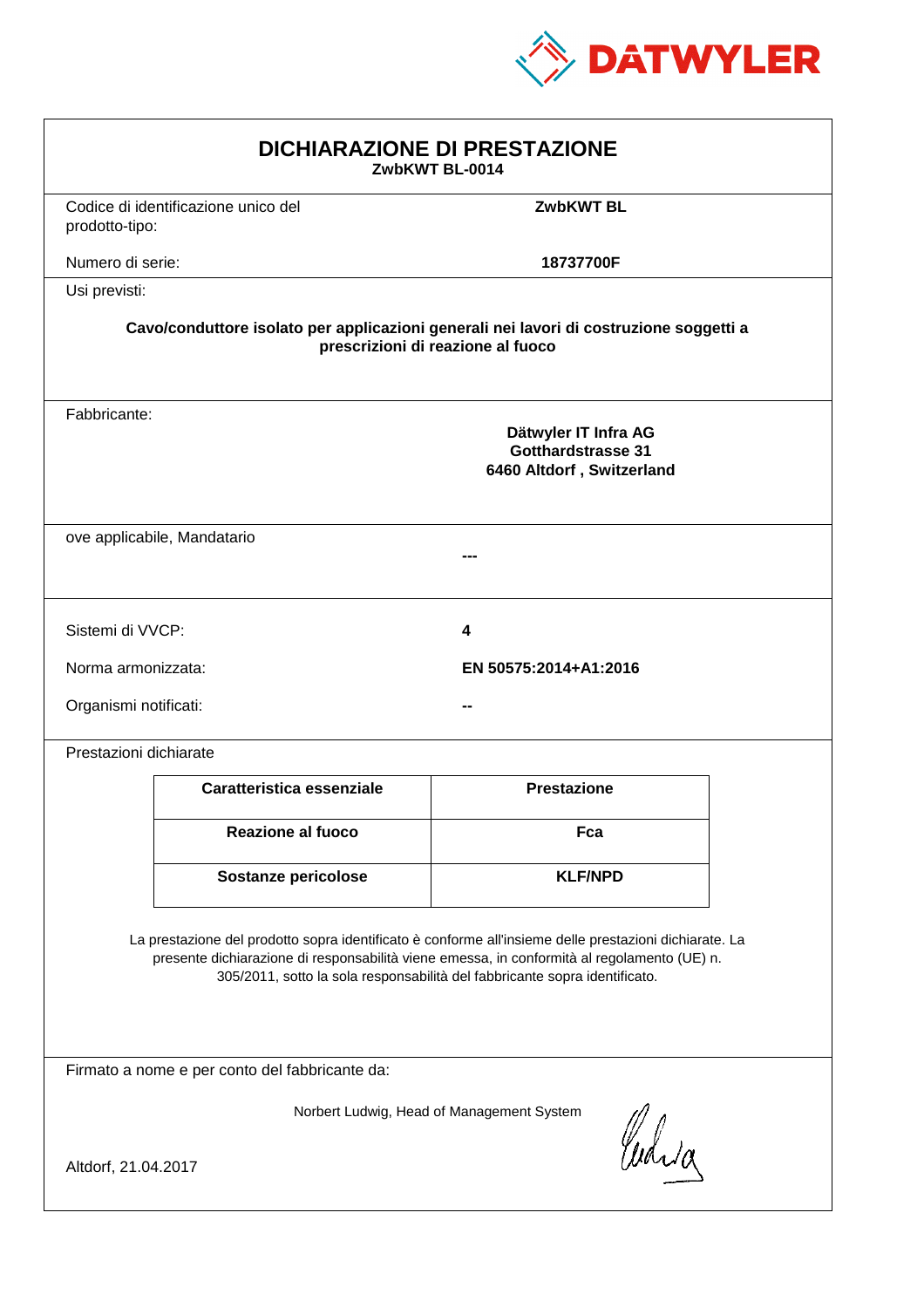# DICHIARAZIONE DI PRESTAZIONE

**ZwbKWT BL-0014**

| | |
|---|---|
| Codice di identificazione unico del prodotto-tipo: | **ZwbKWT BL** |
| Numero di serie: | **18737700F** |

Usi previsti:

**Cavo/conduttore isolato per applicazioni generali nei lavori di costruzione soggetti a prescrizioni di reazione al fuoco**

Fabbricante:

**Dätwyler IT Infra AG**
**Gotthardstrasse 31**
**6460 Altdorf , Switzerland**

ove applicabile, Mandatario

**---**

| | |
|---|---|
| Sistemi di VVCP: | **4** |
| Norma armonizzata: | **EN 50575:2014+A1:2016** |
| Organismi notificati: | **--** |

Prestazioni dichiarate

| Caratteristica essenziale | Prestazione |
|---|---|
| **Reazione al fuoco** | **Fca** |
| **Sostanze pericolose** | **KLF/NPD** |

La prestazione del prodotto sopra identificato è conforme all'insieme delle prestazioni dichiarate. La presente dichiarazione di responsabilità viene emessa, in conformità al regolamento (UE) n. 305/2011, sotto la sola responsabilità del fabbricante sopra identificato.

Firmato a nome e per conto del fabbricante da:

Norbert Ludwig, Head of Management System

Altdorf, 21.04.2017